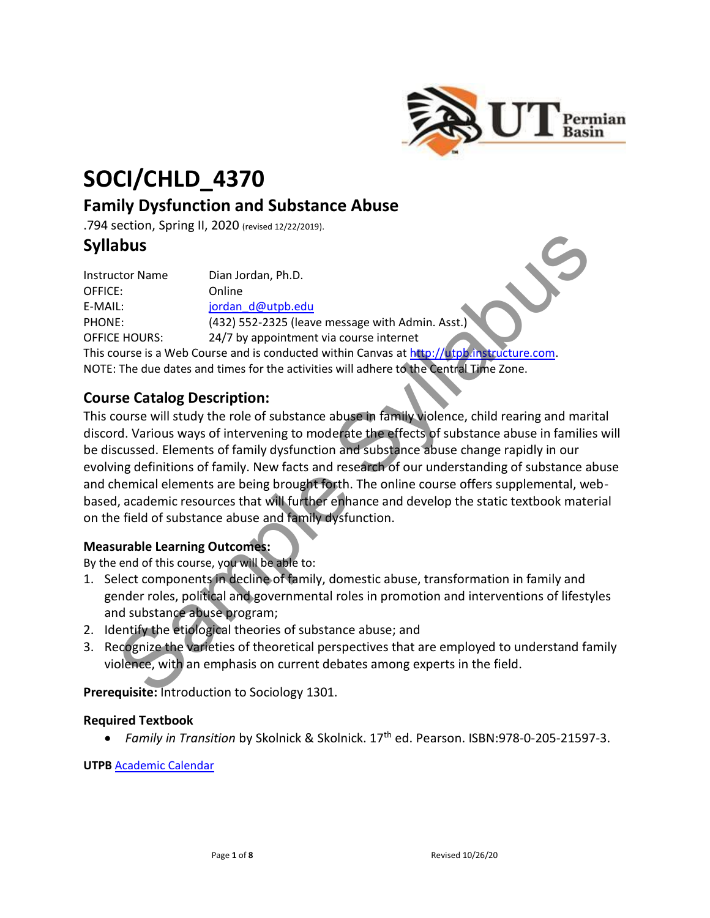# SOCI/CHLD_4370

## Family Dysfunction and Substance Abuse

.794 section, Spring II, 2020 (revised 12/22/2019).

## Syllabus

| | |
|---|---|
| Instructor Name | Dian Jordan, Ph.D. |
| OFFICE: | Online |
| E-MAIL: | jordan_d@utpb.edu |
| PHONE: | (432) 552-2325 (leave message with Admin. Asst.) |
| OFFICE HOURS: | 24/7 by appointment via course internet |

This course is a Web Course and is conducted within Canvas at http://utpb.instructure.com.
NOTE: The due dates and times for the activities will adhere to the Central Time Zone.

## Course Catalog Description:

This course will study the role of substance abuse in family violence, child rearing and marital discord. Various ways of intervening to moderate the effects of substance abuse in families will be discussed. Elements of family dysfunction and substance abuse change rapidly in our evolving definitions of family. New facts and research of our understanding of substance abuse and chemical elements are being brought forth. The online course offers supplemental, web-based, academic resources that will further enhance and develop the static textbook material on the field of substance abuse and family dysfunction.

### Measurable Learning Outcomes:

By the end of this course, you will be able to:

1. Select components in decline of family, domestic abuse, transformation in family and gender roles, political and governmental roles in promotion and interventions of lifestyles and substance abuse program;
2. Identify the etiological theories of substance abuse; and
3. Recognize the varieties of theoretical perspectives that are employed to understand family violence, with an emphasis on current debates among experts in the field.

**Prerequisite:** Introduction to Sociology 1301.

### Required Textbook

- *Family in Transition* by Skolnick & Skolnick. 17th ed. Pearson. ISBN:978-0-205-21597-3.

**UTPB** Academic Calendar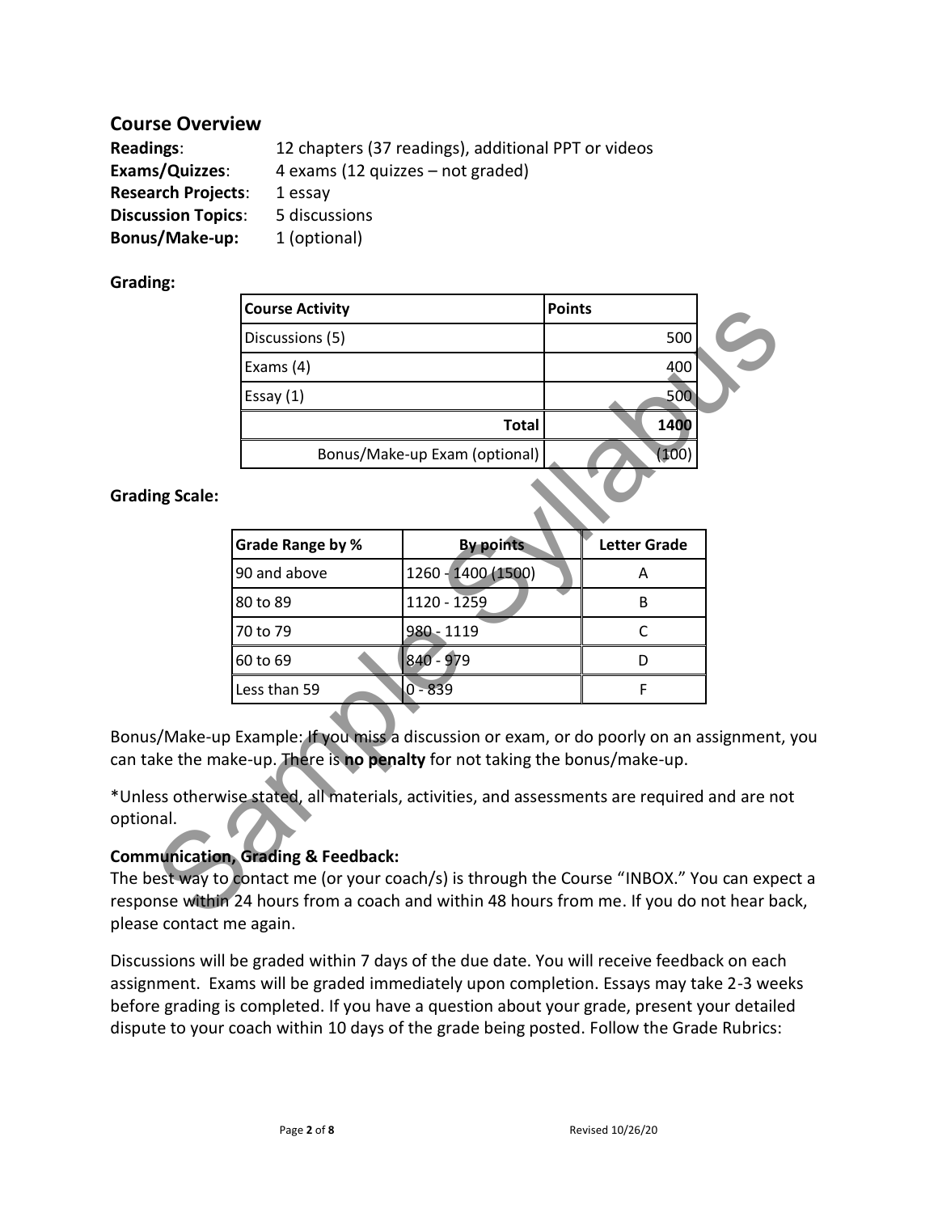## Course Overview

**Readings**: 12 chapters (37 readings), additional PPT or videos
**Exams/Quizzes**: 4 exams (12 quizzes – not graded)
**Research Projects**: 1 essay
**Discussion Topics**: 5 discussions
**Bonus/Make-up:** 1 (optional)

**Grading:**

| Course Activity | Points |
|---|---|
| Discussions (5) | 500 |
| Exams (4) | 400 |
| Essay (1) | 500 |
| **Total** | **1400** |
| Bonus/Make-up Exam (optional) | (100) |

**Grading Scale:**

| Grade Range by % | By points | Letter Grade |
|---|---|---|
| 90 and above | 1260 - 1400 (1500) | A |
| 80 to 89 | 1120 - 1259 | B |
| 70 to 79 | 980 - 1119 | C |
| 60 to 69 | 840 - 979 | D |
| Less than 59 | 0 - 839 | F |

Bonus/Make-up Example: If you miss a discussion or exam, or do poorly on an assignment, you can take the make-up. There is **no penalty** for not taking the bonus/make-up.

*Unless otherwise stated, all materials, activities, and assessments are required and are not optional.

**Communication, Grading & Feedback:**
The best way to contact me (or your coach/s) is through the Course "INBOX." You can expect a response within 24 hours from a coach and within 48 hours from me. If you do not hear back, please contact me again.

Discussions will be graded within 7 days of the due date. You will receive feedback on each assignment. Exams will be graded immediately upon completion. Essays may take 2-3 weeks before grading is completed. If you have a question about your grade, present your detailed dispute to your coach within 10 days of the grade being posted. Follow the Grade Rubrics: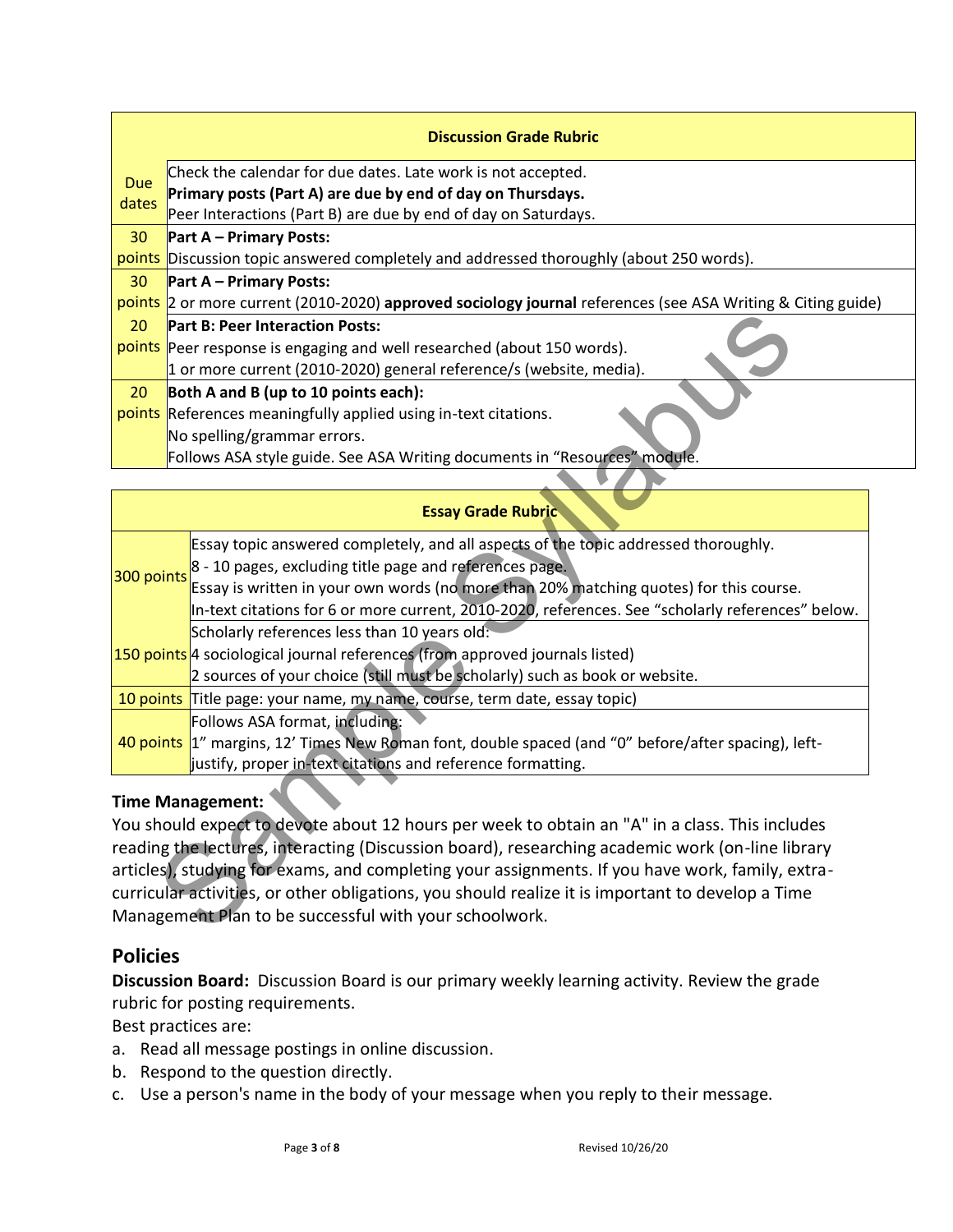| Discussion Grade Rubric | |
|---|---|
| Due dates | Check the calendar for due dates. Late work is not accepted.<br>**Primary posts (Part A) are due by end of day on Thursdays.**<br>Peer Interactions (Part B) are due by end of day on Saturdays. |
| 30 points | **Part A – Primary Posts:**<br>Discussion topic answered completely and addressed thoroughly (about 250 words). |
| 30 points | **Part A – Primary Posts:**<br>2 or more current (2010-2020) **approved sociology journal** references (see ASA Writing & Citing guide) |
| 20 points | **Part B: Peer Interaction Posts:**<br>Peer response is engaging and well researched (about 150 words).<br>1 or more current (2010-2020) general reference/s (website, media). |
| 20 points | **Both A and B (up to 10 points each):**<br>References meaningfully applied using in-text citations.<br>No spelling/grammar errors.<br>Follows ASA style guide. See ASA Writing documents in "Resources" module. |

| Essay Grade Rubric | |
|---|---|
| 300 points | Essay topic answered completely, and all aspects of the topic addressed thoroughly.<br>8 - 10 pages, excluding title page and references page.<br>Essay is written in your own words (no more than 20% matching quotes) for this course.<br>In-text citations for 6 or more current, 2010-2020, references. See "scholarly references" below. |
| 150 points | Scholarly references less than 10 years old:<br>4 sociological journal references (from approved journals listed)<br>2 sources of your choice (still must be scholarly) such as book or website. |
| 10 points | Title page: your name, my name, course, term date, essay topic) |
| 40 points | Follows ASA format, including:<br>1" margins, 12' Times New Roman font, double spaced (and "0" before/after spacing), left-justify, proper in-text citations and reference formatting. |

**Time Management:**
You should expect to devote about 12 hours per week to obtain an "A" in a class. This includes reading the lectures, interacting (Discussion board), researching academic work (on-line library articles), studying for exams, and completing your assignments. If you have work, family, extra-curricular activities, or other obligations, you should realize it is important to develop a Time Management Plan to be successful with your schoolwork.

## Policies

**Discussion Board:** Discussion Board is our primary weekly learning activity. Review the grade rubric for posting requirements.
Best practices are:

a. Read all message postings in online discussion.
b. Respond to the question directly.
c. Use a person's name in the body of your message when you reply to their message.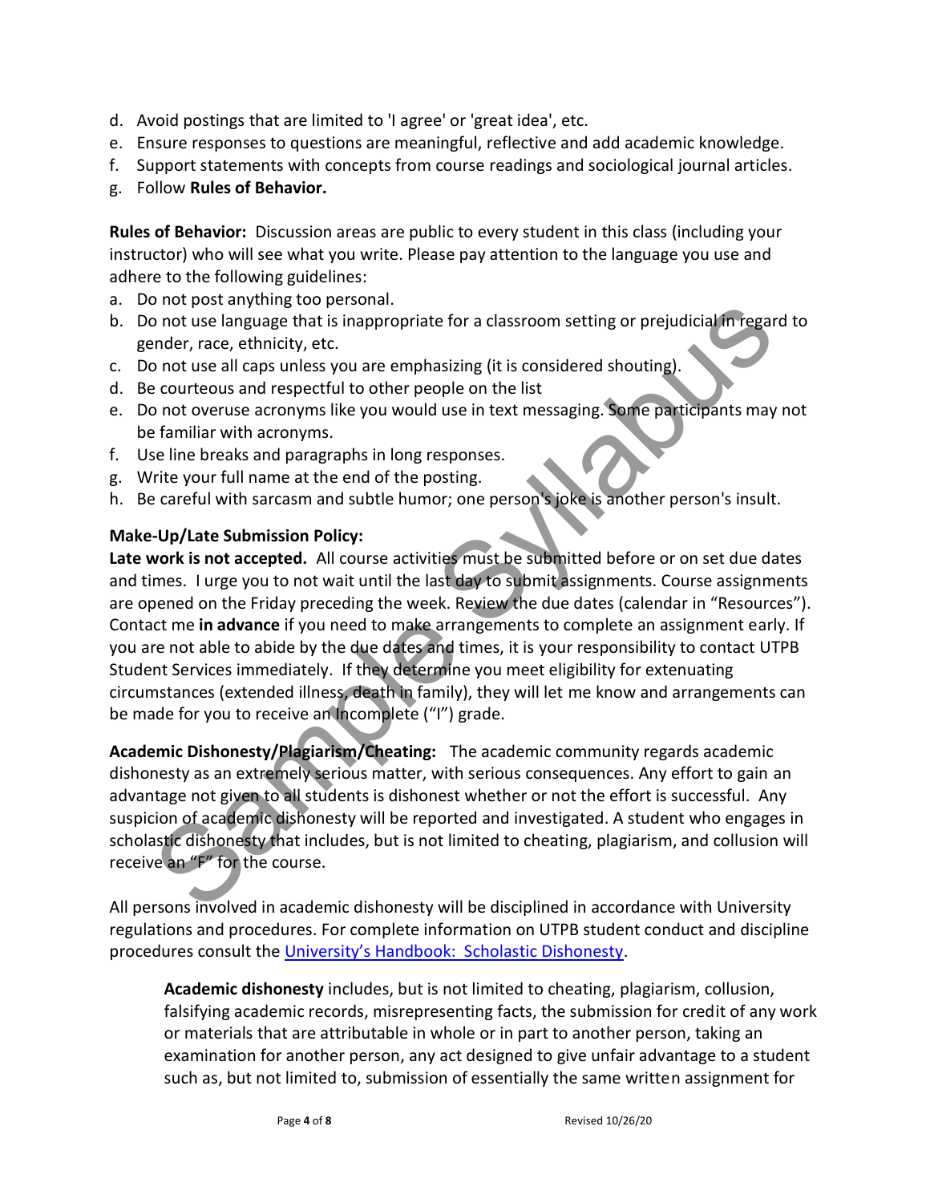d. Avoid postings that are limited to 'I agree' or 'great idea', etc.
e. Ensure responses to questions are meaningful, reflective and add academic knowledge.
f. Support statements with concepts from course readings and sociological journal articles.
g. Follow **Rules of Behavior.**

**Rules of Behavior:** Discussion areas are public to every student in this class (including your instructor) who will see what you write. Please pay attention to the language you use and adhere to the following guidelines:

a. Do not post anything too personal.
b. Do not use language that is inappropriate for a classroom setting or prejudicial in regard to gender, race, ethnicity, etc.
c. Do not use all caps unless you are emphasizing (it is considered shouting).
d. Be courteous and respectful to other people on the list
e. Do not overuse acronyms like you would use in text messaging. Some participants may not be familiar with acronyms.
f. Use line breaks and paragraphs in long responses.
g. Write your full name at the end of the posting.
h. Be careful with sarcasm and subtle humor; one person's joke is another person's insult.

**Make-Up/Late Submission Policy:**
**Late work is not accepted.** All course activities must be submitted before or on set due dates and times. I urge you to not wait until the last day to submit assignments. Course assignments are opened on the Friday preceding the week. Review the due dates (calendar in "Resources"). Contact me **in advance** if you need to make arrangements to complete an assignment early. If you are not able to abide by the due dates and times, it is your responsibility to contact UTPB Student Services immediately. If they determine you meet eligibility for extenuating circumstances (extended illness, death in family), they will let me know and arrangements can be made for you to receive an Incomplete ("I") grade.

**Academic Dishonesty/Plagiarism/Cheating:** The academic community regards academic dishonesty as an extremely serious matter, with serious consequences. Any effort to gain an advantage not given to all students is dishonest whether or not the effort is successful. Any suspicion of academic dishonesty will be reported and investigated. A student who engages in scholastic dishonesty that includes, but is not limited to cheating, plagiarism, and collusion will receive an "F" for the course.

All persons involved in academic dishonesty will be disciplined in accordance with University regulations and procedures. For complete information on UTPB student conduct and discipline procedures consult the University's Handbook: Scholastic Dishonesty.

> **Academic dishonesty** includes, but is not limited to cheating, plagiarism, collusion, falsifying academic records, misrepresenting facts, the submission for credit of any work or materials that are attributable in whole or in part to another person, taking an examination for another person, any act designed to give unfair advantage to a student such as, but not limited to, submission of essentially the same written assignment for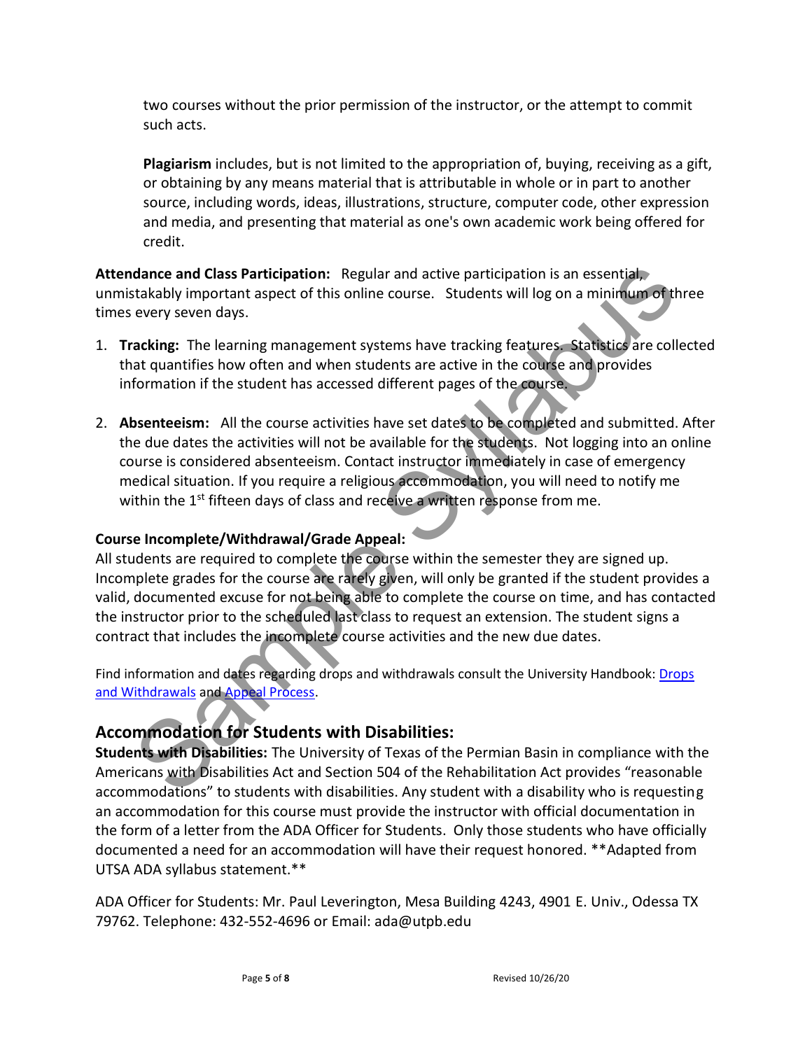two courses without the prior permission of the instructor, or the attempt to commit such acts.

**Plagiarism** includes, but is not limited to the appropriation of, buying, receiving as a gift, or obtaining by any means material that is attributable in whole or in part to another source, including words, ideas, illustrations, structure, computer code, other expression and media, and presenting that material as one's own academic work being offered for credit.

**Attendance and Class Participation:** Regular and active participation is an essential, unmistakably important aspect of this online course. Students will log on a minimum of three times every seven days.

1. **Tracking:** The learning management systems have tracking features. Statistics are collected that quantifies how often and when students are active in the course and provides information if the student has accessed different pages of the course.

2. **Absenteeism:** All the course activities have set dates to be completed and submitted. After the due dates the activities will not be available for the students. Not logging into an online course is considered absenteeism. Contact instructor immediately in case of emergency medical situation. If you require a religious accommodation, you will need to notify me within the 1st fifteen days of class and receive a written response from me.

### Course Incomplete/Withdrawal/Grade Appeal:

All students are required to complete the course within the semester they are signed up. Incomplete grades for the course are rarely given, will only be granted if the student provides a valid, documented excuse for not being able to complete the course on time, and has contacted the instructor prior to the scheduled last class to request an extension. The student signs a contract that includes the incomplete course activities and the new due dates.

Find information and dates regarding drops and withdrawals consult the University Handbook: Drops and Withdrawals and Appeal Process.

## Accommodation for Students with Disabilities:

**Students with Disabilities:** The University of Texas of the Permian Basin in compliance with the Americans with Disabilities Act and Section 504 of the Rehabilitation Act provides "reasonable accommodations" to students with disabilities. Any student with a disability who is requesting an accommodation for this course must provide the instructor with official documentation in the form of a letter from the ADA Officer for Students. Only those students who have officially documented a need for an accommodation will have their request honored. **Adapted from UTSA ADA syllabus statement.**

ADA Officer for Students: Mr. Paul Leverington, Mesa Building 4243, 4901 E. Univ., Odessa TX 79762. Telephone: 432-552-4696 or Email: ada@utpb.edu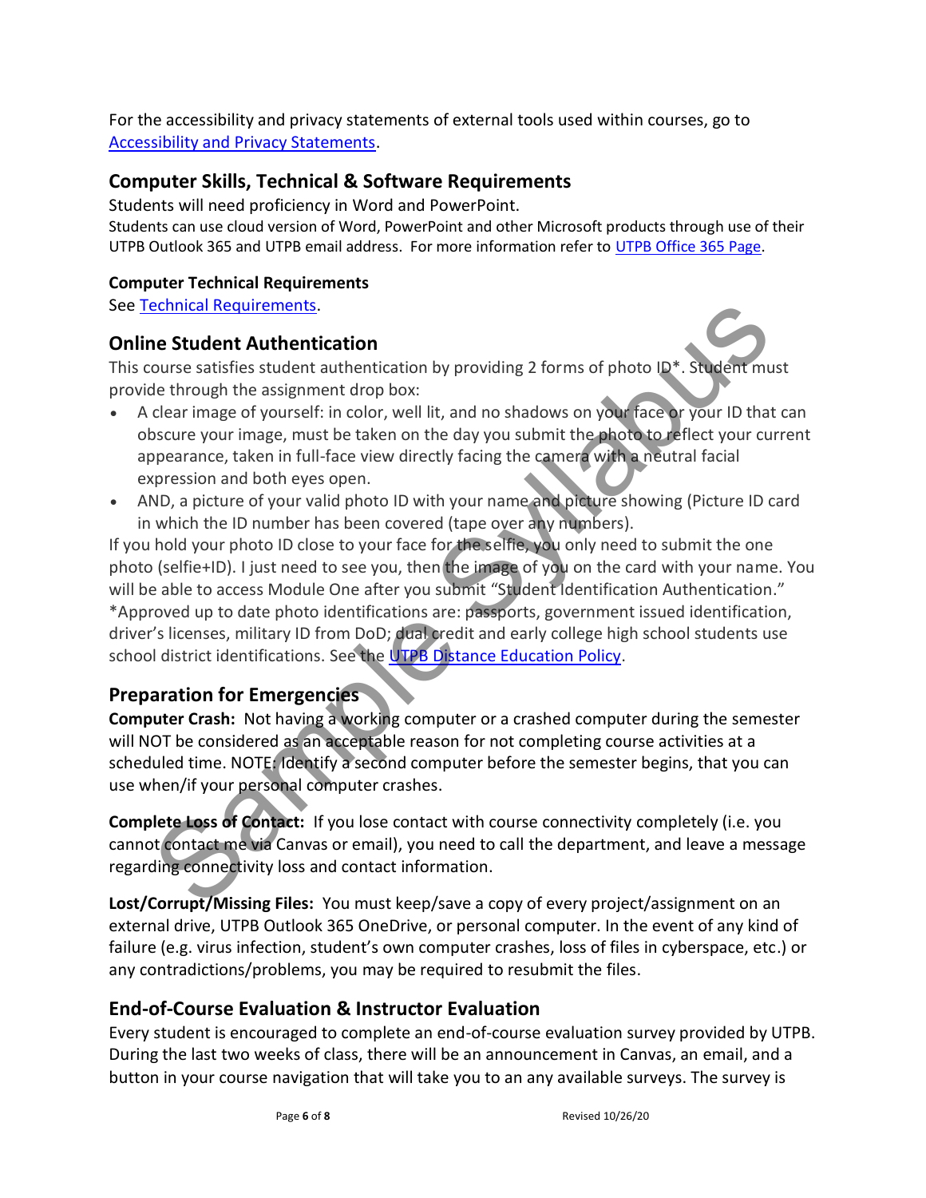For the accessibility and privacy statements of external tools used within courses, go to [Accessibility and Privacy Statements](#).

## Computer Skills, Technical & Software Requirements

Students will need proficiency in Word and PowerPoint.
Students can use cloud version of Word, PowerPoint and other Microsoft products through use of their UTPB Outlook 365 and UTPB email address. For more information refer to [UTPB Office 365 Page](#).

### Computer Technical Requirements

See [Technical Requirements](#).

## Online Student Authentication

This course satisfies student authentication by providing 2 forms of photo ID*. Student must provide through the assignment drop box:

- A clear image of yourself: in color, well lit, and no shadows on your face or your ID that can obscure your image, must be taken on the day you submit the photo to reflect your current appearance, taken in full-face view directly facing the camera with a neutral facial expression and both eyes open.
- AND, a picture of your valid photo ID with your name and picture showing (Picture ID card in which the ID number has been covered (tape over any numbers).

If you hold your photo ID close to your face for the selfie, you only need to submit the one photo (selfie+ID). I just need to see you, then the image of you on the card with your name. You will be able to access Module One after you submit "Student Identification Authentication."
*Approved up to date photo identifications are: passports, government issued identification, driver's licenses, military ID from DoD; dual credit and early college high school students use school district identifications. See the [UTPB Distance Education Policy](#).

## Preparation for Emergencies

**Computer Crash:** Not having a working computer or a crashed computer during the semester will NOT be considered as an acceptable reason for not completing course activities at a scheduled time. NOTE: Identify a second computer before the semester begins, that you can use when/if your personal computer crashes.

**Complete Loss of Contact:** If you lose contact with course connectivity completely (i.e. you cannot contact me via Canvas or email), you need to call the department, and leave a message regarding connectivity loss and contact information.

**Lost/Corrupt/Missing Files:** You must keep/save a copy of every project/assignment on an external drive, UTPB Outlook 365 OneDrive, or personal computer. In the event of any kind of failure (e.g. virus infection, student's own computer crashes, loss of files in cyberspace, etc.) or any contradictions/problems, you may be required to resubmit the files.

## End-of-Course Evaluation & Instructor Evaluation

Every student is encouraged to complete an end-of-course evaluation survey provided by UTPB. During the last two weeks of class, there will be an announcement in Canvas, an email, and a button in your course navigation that will take you to an any available surveys. The survey is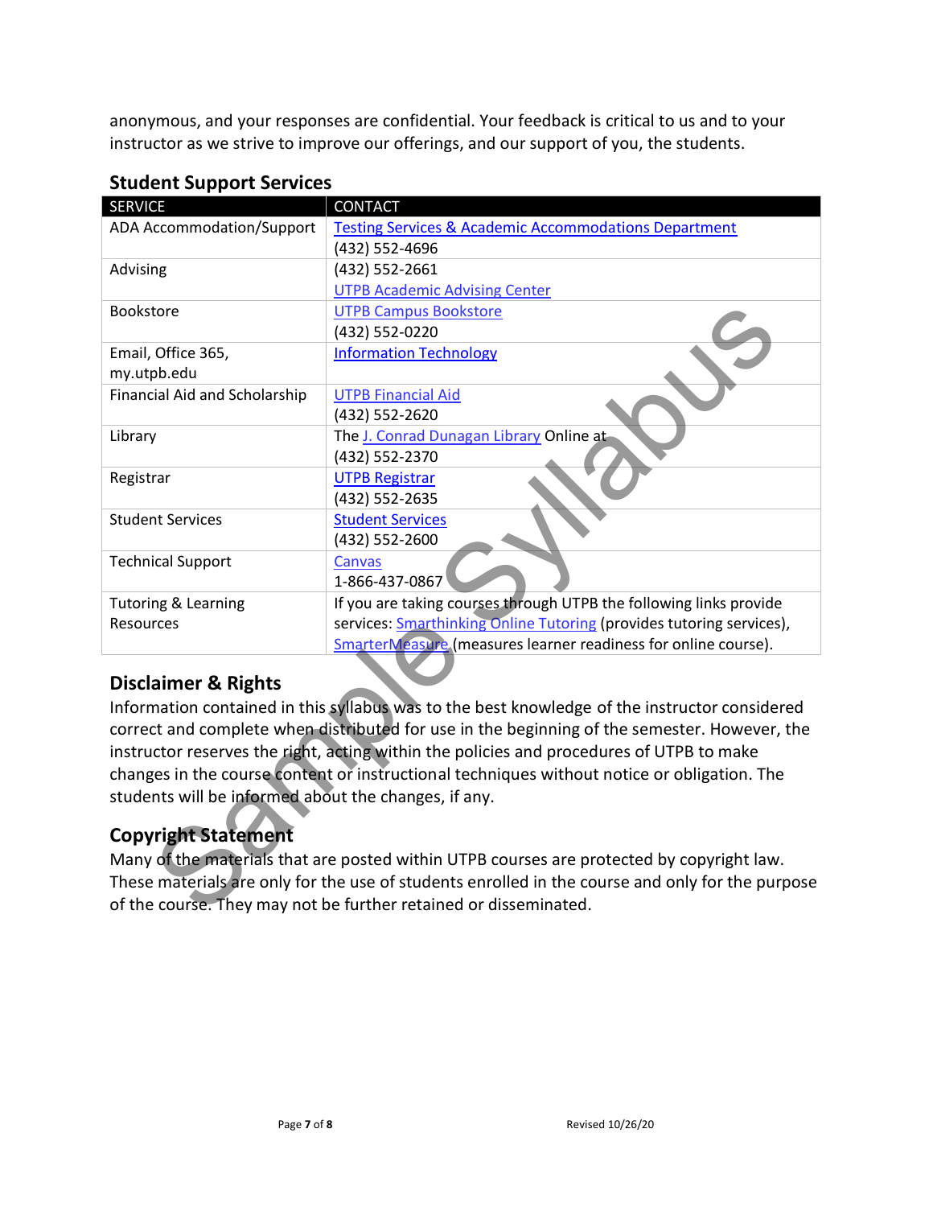anonymous, and your responses are confidential. Your feedback is critical to us and to your instructor as we strive to improve our offerings, and our support of you, the students.

## Student Support Services

| SERVICE | CONTACT |
|---|---|
| ADA Accommodation/Support | Testing Services & Academic Accommodations Department (432) 552-4696 |
| Advising | (432) 552-2661 UTPB Academic Advising Center |
| Bookstore | UTPB Campus Bookstore (432) 552-0220 |
| Email, Office 365, my.utpb.edu | Information Technology |
| Financial Aid and Scholarship | UTPB Financial Aid (432) 552-2620 |
| Library | The J. Conrad Dunagan Library Online at (432) 552-2370 |
| Registrar | UTPB Registrar (432) 552-2635 |
| Student Services | Student Services (432) 552-2600 |
| Technical Support | Canvas 1-866-437-0867 |
| Tutoring & Learning Resources | If you are taking courses through UTPB the following links provide services: Smarthinking Online Tutoring (provides tutoring services), SmarterMeasure (measures learner readiness for online course). |

## Disclaimer & Rights

Information contained in this syllabus was to the best knowledge of the instructor considered correct and complete when distributed for use in the beginning of the semester. However, the instructor reserves the right, acting within the policies and procedures of UTPB to make changes in the course content or instructional techniques without notice or obligation. The students will be informed about the changes, if any.

## Copyright Statement

Many of the materials that are posted within UTPB courses are protected by copyright law. These materials are only for the use of students enrolled in the course and only for the purpose of the course. They may not be further retained or disseminated.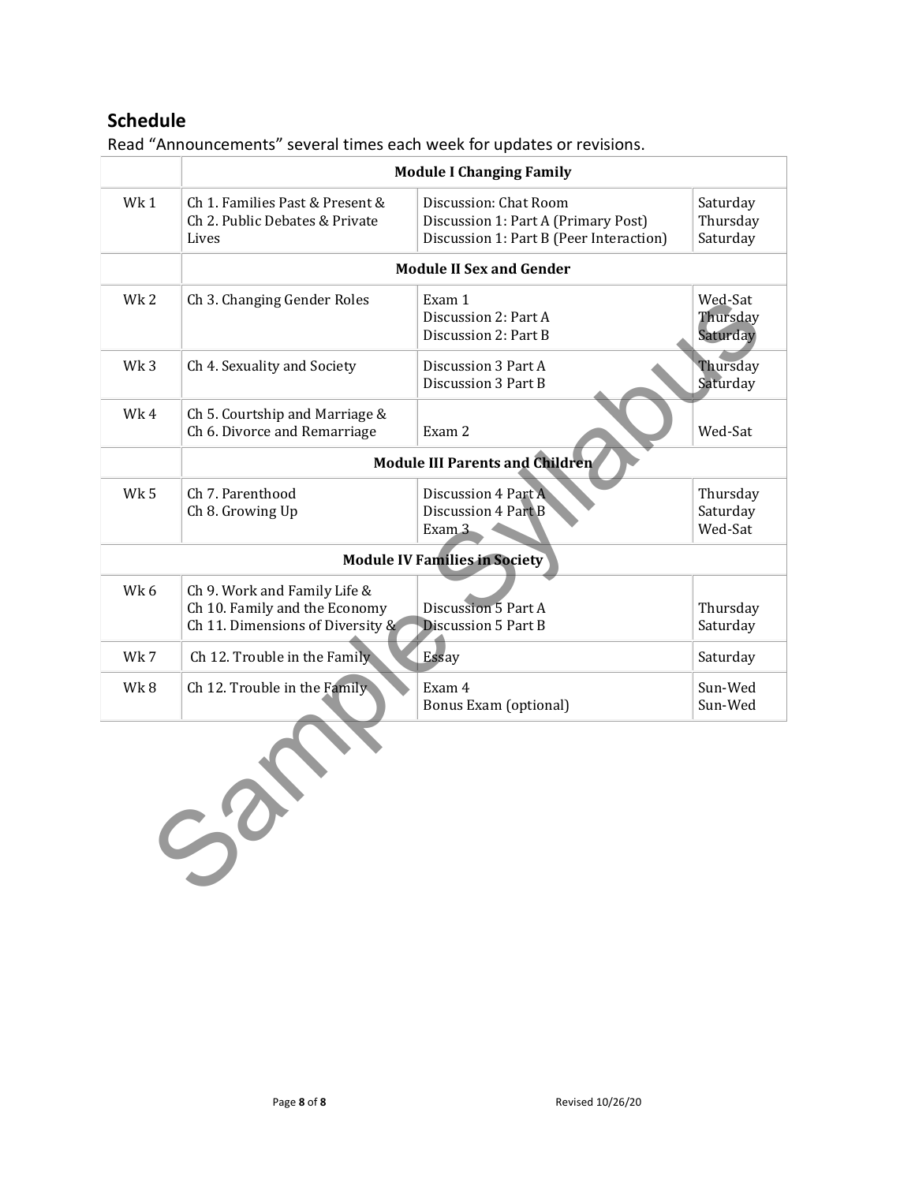## Schedule

Read "Announcements" several times each week for updates or revisions.

| | | | |
|---|---|---|---|
| | **Module I Changing Family** | | |
| Wk 1 | Ch 1. Families Past & Present & Ch 2. Public Debates & Private Lives | Discussion: Chat Room<br>Discussion 1: Part A (Primary Post)<br>Discussion 1: Part B (Peer Interaction) | Saturday<br>Thursday<br>Saturday |
| | **Module II Sex and Gender** | | |
| Wk 2 | Ch 3. Changing Gender Roles | Exam 1<br>Discussion 2: Part A<br>Discussion 2: Part B | Wed-Sat<br>Thursday<br>Saturday |
| Wk 3 | Ch 4. Sexuality and Society | Discussion 3 Part A<br>Discussion 3 Part B | Thursday<br>Saturday |
| Wk 4 | Ch 5. Courtship and Marriage & Ch 6. Divorce and Remarriage | Exam 2 | Wed-Sat |
| | **Module III Parents and Children** | | |
| Wk 5 | Ch 7. Parenthood<br>Ch 8. Growing Up | Discussion 4 Part A<br>Discussion 4 Part B<br>Exam 3 | Thursday<br>Saturday<br>Wed-Sat |
| **Module IV Families in Society** | | | |
| Wk 6 | Ch 9. Work and Family Life & Ch 10. Family and the Economy Ch 11. Dimensions of Diversity & | Discussion 5 Part A<br>Discussion 5 Part B | Thursday<br>Saturday |
| Wk 7 | Ch 12. Trouble in the Family | Essay | Saturday |
| Wk 8 | Ch 12. Trouble in the Family | Exam 4<br>Bonus Exam (optional) | Sun-Wed<br>Sun-Wed |

Revised 10/26/20